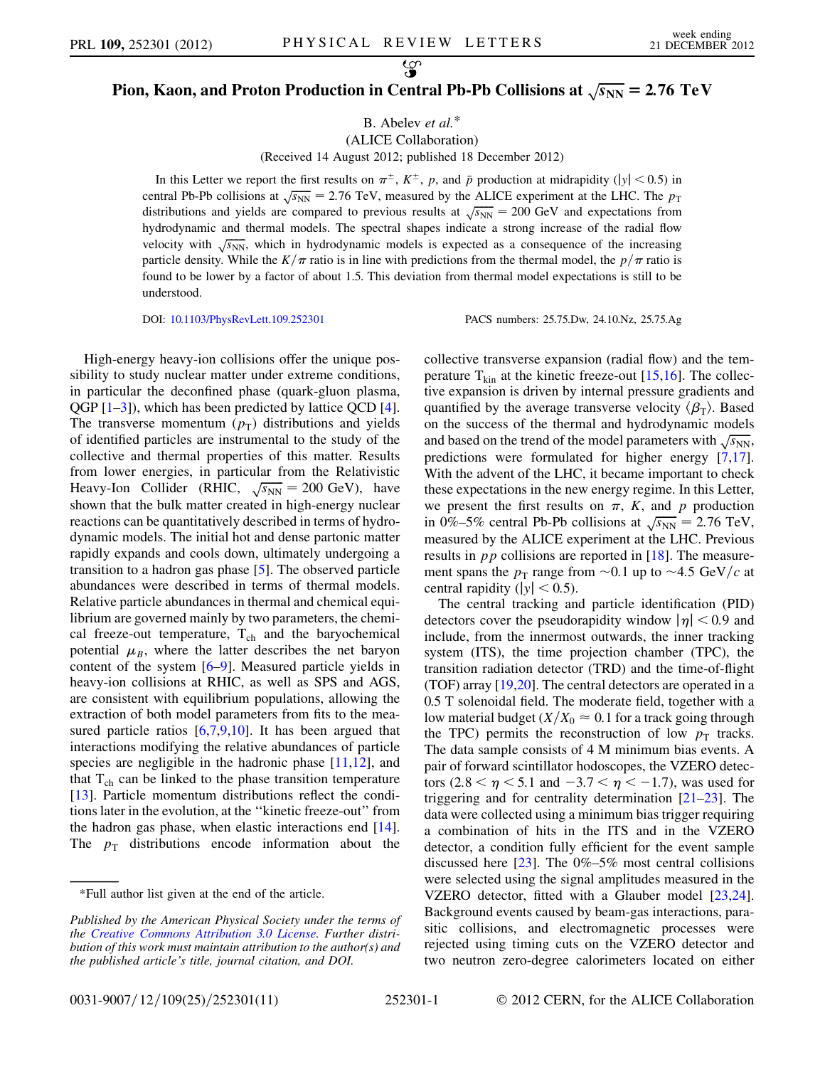# Pion, Kaon, and Proton Production in Central Pb-Pb Collisions at $\sqrt{s_{\rm NN}} = 2.76$ TeV

B. Abelev *et al.**

(ALICE Collaboration)

(Received 14 August 2012; published 18 December 2012)

In this Letter we report the first results on $\pi^{\pm}$, $K^{\pm}$, $p$, and $\bar{p}$ production at midrapidity ($|y| < 0.5$) in central Pb-Pb collisions at $\sqrt{s_{\rm NN}} = 2.76$ TeV, measured by the ALICE experiment at the LHC. The $p_{\rm T}$ distributions and yields are compared to previous results at $\sqrt{s_{\rm NN}} = 200$ GeV and expectations from hydrodynamic and thermal models. The spectral shapes indicate a strong increase of the radial flow velocity with $\sqrt{s_{\rm NN}}$, which in hydrodynamic models is expected as a consequence of the increasing particle density. While the $K/\pi$ ratio is in line with predictions from the thermal model, the $p/\pi$ ratio is found to be lower by a factor of about 1.5. This deviation from thermal model expectations is still to be understood.

DOI: 10.1103/PhysRevLett.109.252301 PACS numbers: 25.75.Dw, 24.10.Nz, 25.75.Ag

High-energy heavy-ion collisions offer the unique possibility to study nuclear matter under extreme conditions, in particular the deconfined phase (quark-gluon plasma, QGP [1–3]), which has been predicted by lattice QCD [4]. The transverse momentum ($p_{\rm T}$) distributions and yields of identified particles are instrumental to the study of the collective and thermal properties of this matter. Results from lower energies, in particular from the Relativistic Heavy-Ion Collider (RHIC, $\sqrt{s_{\rm NN}} = 200$ GeV), have shown that the bulk matter created in high-energy nuclear reactions can be quantitatively described in terms of hydrodynamic models. The initial hot and dense partonic matter rapidly expands and cools down, ultimately undergoing a transition to a hadron gas phase [5]. The observed particle abundances were described in terms of thermal models. Relative particle abundances in thermal and chemical equilibrium are governed mainly by two parameters, the chemical freeze-out temperature, $T_{\rm ch}$ and the baryochemical potential $\mu_B$, where the latter describes the net baryon content of the system [6–9]. Measured particle yields in heavy-ion collisions at RHIC, as well as SPS and AGS, are consistent with equilibrium populations, allowing the extraction of both model parameters from fits to the measured particle ratios [6,7,9,10]. It has been argued that interactions modifying the relative abundances of particle species are negligible in the hadronic phase [11,12], and that $T_{\rm ch}$ can be linked to the phase transition temperature [13]. Particle momentum distributions reflect the conditions later in the evolution, at the "kinetic freeze-out" from the hadron gas phase, when elastic interactions end [14]. The $p_{\rm T}$ distributions encode information about the collective transverse expansion (radial flow) and the temperature $T_{\rm kin}$ at the kinetic freeze-out [15,16]. The collective expansion is driven by internal pressure gradients and quantified by the average transverse velocity $\langle \beta_{\rm T} \rangle$. Based on the success of the thermal and hydrodynamic models and based on the trend of the model parameters with $\sqrt{s_{\rm NN}}$, predictions were formulated for higher energy [7,17]. With the advent of the LHC, it became important to check these expectations in the new energy regime. In this Letter, we present the first results on $\pi$, $K$, and $p$ production in 0%–5% central Pb-Pb collisions at $\sqrt{s_{\rm NN}} = 2.76$ TeV, measured by the ALICE experiment at the LHC. Previous results in $pp$ collisions are reported in [18]. The measurement spans the $p_{\rm T}$ range from ~0.1 up to ~4.5 GeV/$c$ at central rapidity ($|y| < 0.5$).

The central tracking and particle identification (PID) detectors cover the pseudorapidity window $|\eta| < 0.9$ and include, from the innermost outwards, the inner tracking system (ITS), the time projection chamber (TPC), the transition radiation detector (TRD) and the time-of-flight (TOF) array [19,20]. The central detectors are operated in a 0.5 T solenoidal field. The moderate field, together with a low material budget ($X/X_0 \approx 0.1$ for a track going through the TPC) permits the reconstruction of low $p_{\rm T}$ tracks. The data sample consists of 4 M minimum bias events. A pair of forward scintillator hodoscopes, the VZERO detectors ($2.8 < \eta < 5.1$ and $-3.7 < \eta < -1.7$), was used for triggering and for centrality determination [21–23]. The data were collected using a minimum bias trigger requiring a combination of hits in the ITS and in the VZERO detector, a condition fully efficient for the event sample discussed here [23]. The 0%–5% most central collisions were selected using the signal amplitudes measured in the VZERO detector, fitted with a Glauber model [23,24]. Background events caused by beam-gas interactions, parasitic collisions, and electromagnetic processes were rejected using timing cuts on the VZERO detector and two neutron zero-degree calorimeters located on either

*Full author list given at the end of the article.

*Published by the American Physical Society under the terms of the Creative Commons Attribution 3.0 License. Further distribution of this work must maintain attribution to the author(s) and the published article's title, journal citation, and DOI.*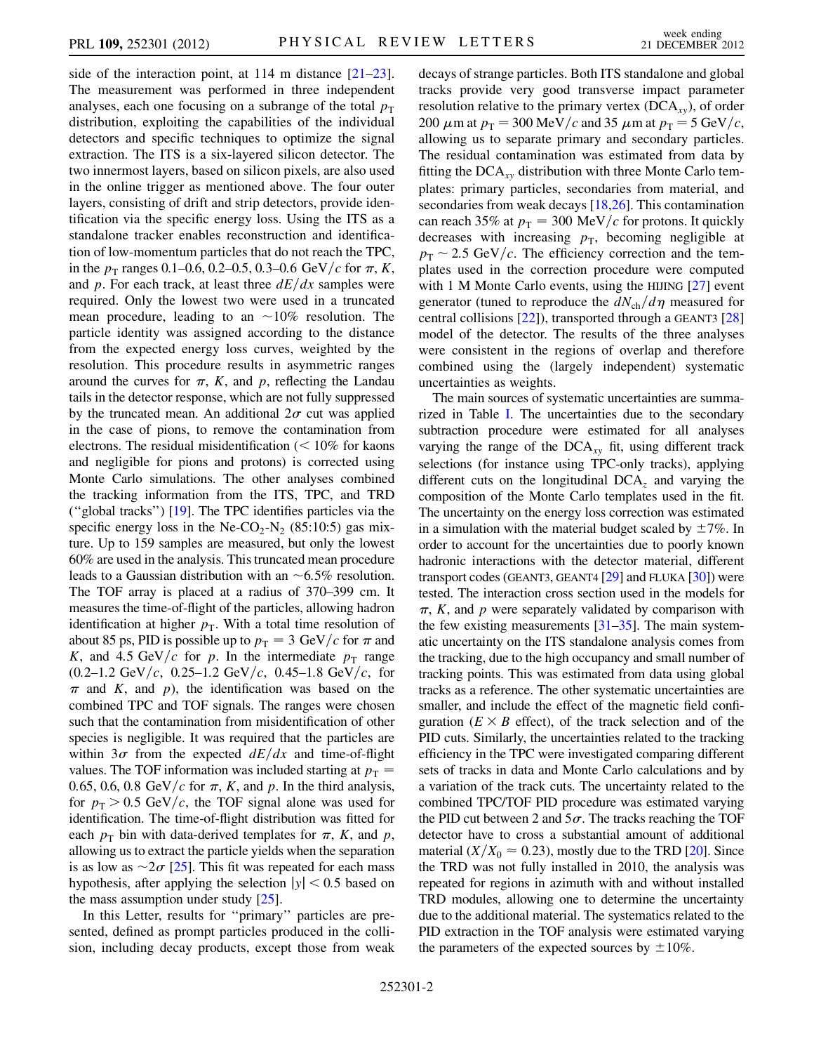side of the interaction point, at 114 m distance [21–23]. The measurement was performed in three independent analyses, each one focusing on a subrange of the total $p_T$ distribution, exploiting the capabilities of the individual detectors and specific techniques to optimize the signal extraction. The ITS is a six-layered silicon detector. The two innermost layers, based on silicon pixels, are also used in the online trigger as mentioned above. The four outer layers, consisting of drift and strip detectors, provide identification via the specific energy loss. Using the ITS as a standalone tracker enables reconstruction and identification of low-momentum particles that do not reach the TPC, in the $p_T$ ranges 0.1–0.6, 0.2–0.5, 0.3–0.6 GeV/$c$ for $\pi$, $K$, and $p$. For each track, at least three $dE/dx$ samples were required. Only the lowest two were used in a truncated mean procedure, leading to an $\sim$10% resolution. The particle identity was assigned according to the distance from the expected energy loss curves, weighted by the resolution. This procedure results in asymmetric ranges around the curves for $\pi$, $K$, and $p$, reflecting the Landau tails in the detector response, which are not fully suppressed by the truncated mean. An additional $2\sigma$ cut was applied in the case of pions, to remove the contamination from electrons. The residual misidentification (< 10% for kaons and negligible for pions and protons) is corrected using Monte Carlo simulations. The other analyses combined the tracking information from the ITS, TPC, and TRD ("global tracks") [19]. The TPC identifies particles via the specific energy loss in the Ne-$CO_2$-$N_2$ (85:10:5) gas mixture. Up to 159 samples are measured, but only the lowest 60% are used in the analysis. This truncated mean procedure leads to a Gaussian distribution with an $\sim$6.5% resolution. The TOF array is placed at a radius of 370–399 cm. It measures the time-of-flight of the particles, allowing hadron identification at higher $p_T$. With a total time resolution of about 85 ps, PID is possible up to $p_T = 3$ GeV/$c$ for $\pi$ and $K$, and 4.5 GeV/$c$ for $p$. In the intermediate $p_T$ range (0.2–1.2 GeV/$c$, 0.25–1.2 GeV/$c$, 0.45–1.8 GeV/$c$, for $\pi$ and $K$, and $p$), the identification was based on the combined TPC and TOF signals. The ranges were chosen such that the contamination from misidentification of other species is negligible. It was required that the particles are within $3\sigma$ from the expected $dE/dx$ and time-of-flight values. The TOF information was included starting at $p_T =$ 0.65, 0.6, 0.8 GeV/$c$ for $\pi$, $K$, and $p$. In the third analysis, for $p_T > 0.5$ GeV/$c$, the TOF signal alone was used for identification. The time-of-flight distribution was fitted for each $p_T$ bin with data-derived templates for $\pi$, $K$, and $p$, allowing us to extract the particle yields when the separation is as low as $\sim 2\sigma$ [25]. This fit was repeated for each mass hypothesis, after applying the selection $|y| < 0.5$ based on the mass assumption under study [25].

In this Letter, results for "primary" particles are presented, defined as prompt particles produced in the collision, including decay products, except those from weak decays of strange particles. Both ITS standalone and global tracks provide very good transverse impact parameter resolution relative to the primary vertex ($DCA_{xy}$), of order 200 $\mu$m at $p_T = 300$ MeV/$c$ and 35 $\mu$m at $p_T = 5$ GeV/$c$, allowing us to separate primary and secondary particles. The residual contamination was estimated from data by fitting the $DCA_{xy}$ distribution with three Monte Carlo templates: primary particles, secondaries from material, and secondaries from weak decays [18,26]. This contamination can reach 35% at $p_T = 300$ MeV/$c$ for protons. It quickly decreases with increasing $p_T$, becoming negligible at $p_T \sim 2.5$ GeV/$c$. The efficiency correction and the templates used in the correction procedure were computed with 1 M Monte Carlo events, using the HIJING [27] event generator (tuned to reproduce the $dN_{ch}/d\eta$ measured for central collisions [22]), transported through a GEANT3 [28] model of the detector. The results of the three analyses were consistent in the regions of overlap and therefore combined using the (largely independent) systematic uncertainties as weights.

The main sources of systematic uncertainties are summarized in Table I. The uncertainties due to the secondary subtraction procedure were estimated for all analyses varying the range of the $DCA_{xy}$ fit, using different track selections (for instance using TPC-only tracks), applying different cuts on the longitudinal $DCA_z$ and varying the composition of the Monte Carlo templates used in the fit. The uncertainty on the energy loss correction was estimated in a simulation with the material budget scaled by $\pm$7%. In order to account for the uncertainties due to poorly known hadronic interactions with the detector material, different transport codes (GEANT3, GEANT4 [29] and FLUKA [30]) were tested. The interaction cross section used in the models for $\pi$, $K$, and $p$ were separately validated by comparison with the few existing measurements [31–35]. The main systematic uncertainty on the ITS standalone analysis comes from the tracking, due to the high occupancy and small number of tracking points. This was estimated from data using global tracks as a reference. The other systematic uncertainties are smaller, and include the effect of the magnetic field configuration ($E \times B$ effect), of the track selection and of the PID cuts. Similarly, the uncertainties related to the tracking efficiency in the TPC were investigated comparing different sets of tracks in data and Monte Carlo calculations and by a variation of the track cuts. The uncertainty related to the combined TPC/TOF PID procedure was estimated varying the PID cut between 2 and $5\sigma$. The tracks reaching the TOF detector have to cross a substantial amount of additional material ($X/X_0 \approx 0.23$), mostly due to the TRD [20]. Since the TRD was not fully installed in 2010, the analysis was repeated for regions in azimuth with and without installed TRD modules, allowing one to determine the uncertainty due to the additional material. The systematics related to the PID extraction in the TOF analysis were estimated varying the parameters of the expected sources by $\pm$10%.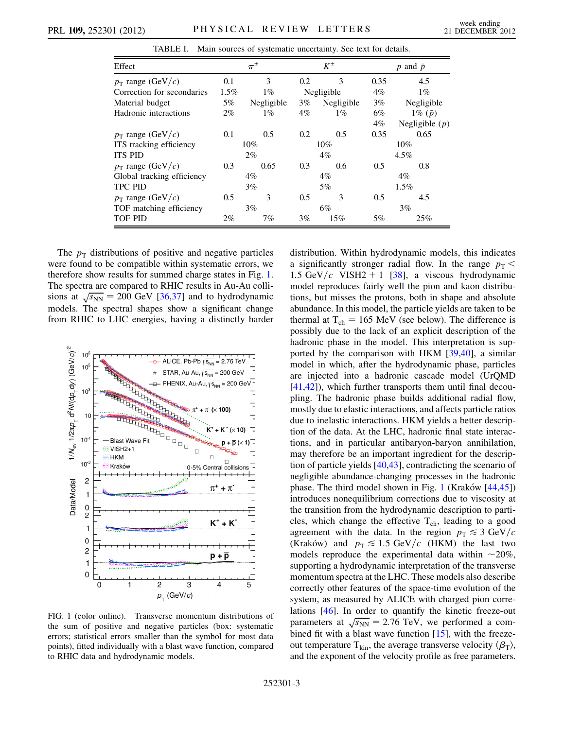TABLE I. Main sources of systematic uncertainty. See text for details.

| Effect | $\pi^{\pm}$ | | $K^{\pm}$ | | $p$ and $\bar{p}$ | |
|---|---|---|---|---|---|---|
| $p_T$ range (GeV/$c$) | 0.1 | 3 | 0.2 | 3 | 0.35 | 4.5 |
| Correction for secondaries | 1.5% | 1% | Negligible | | 4% | 1% |
| Material budget | 5% | Negligible | 3% | Negligible | 3% | Negligible |
| Hadronic interactions | 2% | 1% | 4% | 1% | 6% | 1% ($\bar{p}$) |
| | | | | | 4% | Negligible ($p$) |
| $p_T$ range (GeV/$c$) | 0.1 | 0.5 | 0.2 | 0.5 | 0.35 | 0.65 |
| ITS tracking efficiency | 10% | | 10% | | 10% | |
| ITS PID | 2% | | 4% | | 4.5% | |
| $p_T$ range (GeV/$c$) | 0.3 | 0.65 | 0.3 | 0.6 | 0.5 | 0.8 |
| Global tracking efficiency | 4% | | 4% | | 4% | |
| TPC PID | 3% | | 5% | | 1.5% | |
| $p_T$ range (GeV/$c$) | 0.5 | 3 | 0.5 | 3 | 0.5 | 4.5 |
| TOF matching efficiency | 3% | | 6% | | 3% | |
| TOF PID | 2% | 7% | 3% | 15% | 5% | 25% |

The $p_T$ distributions of positive and negative particles were found to be compatible within systematic errors, we therefore show results for summed charge states in Fig. 1. The spectra are compared to RHIC results in Au-Au collisions at $\sqrt{s_{NN}} = 200$ GeV [36,37] and to hydrodynamic models. The spectral shapes show a significant change from RHIC to LHC energies, having a distinctly harder distribution. Within hydrodynamic models, this indicates a significantly stronger radial flow. In the range $p_T < 1.5$ GeV/$c$ VISH2 + 1 [38], a viscous hydrodynamic model reproduces fairly well the pion and kaon distributions, but misses the protons, both in shape and absolute abundance. In this model, the particle yields are taken to be thermal at $T_{ch} = 165$ MeV (see below). The difference is possibly due to the lack of an explicit description of the hadronic phase in the model. This interpretation is supported by the comparison with HKM [39,40], a similar model in which, after the hydrodynamic phase, particles are injected into a hadronic cascade model (UrQMD [41,42]), which further transports them until final decoupling. The hadronic phase builds additional radial flow, mostly due to elastic interactions, and affects particle ratios due to inelastic interactions. HKM yields a better description of the data. At the LHC, hadronic final state interactions, and in particular antibaryon-baryon annihilation, may therefore be an important ingredient for the description of particle yields [40,43], contradicting the scenario of negligible abundance-changing processes in the hadronic phase. The third model shown in Fig. 1 (Kraków [44,45]) introduces nonequilibrium corrections due to viscosity at the transition from the hydrodynamic description to particles, which change the effective $T_{ch}$, leading to a good agreement with the data. In the region $p_T \lesssim 3$ GeV/$c$ (Kraków) and $p_T \lesssim 1.5$ GeV/$c$ (HKM) the last two models reproduce the experimental data within ~20%, supporting a hydrodynamic interpretation of the transverse momentum spectra at the LHC. These models also describe correctly other features of the space-time evolution of the system, as measured by ALICE with charged pion correlations [46]. In order to quantify the kinetic freeze-out parameters at $\sqrt{s_{NN}} = 2.76$ TeV, we performed a combined fit with a blast wave function [15], with the freeze-out temperature $T_{kin}$, the average transverse velocity $\langle \beta_T \rangle$, and the exponent of the velocity profile as free parameters.

FIG. 1 (color online). Transverse momentum distributions of the sum of positive and negative particles (box: systematic errors; statistical errors smaller than the symbol for most data points), fitted individually with a blast wave function, compared to RHIC data and hydrodynamic models.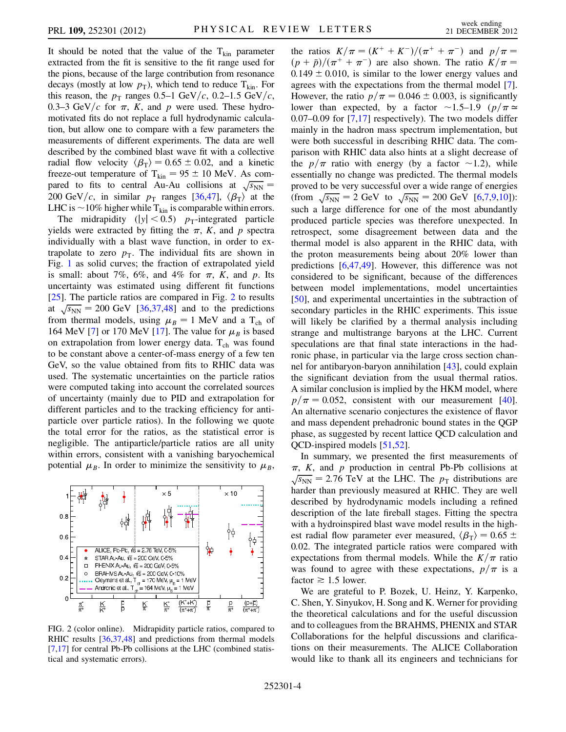It should be noted that the value of the $T_{kin}$ parameter extracted from the fit is sensitive to the fit range used for the pions, because of the large contribution from resonance decays (mostly at low $p_T$), which tend to reduce $T_{kin}$. For this reason, the $p_T$ ranges 0.5–1 GeV/$c$, 0.2–1.5 GeV/$c$, 0.3–3 GeV/$c$ for $\pi$, $K$, and $p$ were used. These hydro-motivated fits do not replace a full hydrodynamic calculation, but allow one to compare with a few parameters the measurements of different experiments. The data are well described by the combined blast wave fit with a collective radial flow velocity $\langle \beta_T \rangle = 0.65 \pm 0.02$, and a kinetic freeze-out temperature of $T_{kin} = 95 \pm 10$ MeV. As compared to fits to central Au-Au collisions at $\sqrt{s_{NN}} = 200$ GeV/$c$, in similar $p_T$ ranges [36,47], $\langle \beta_T \rangle$ at the LHC is ~10% higher while $T_{kin}$ is comparable within errors.

The midrapidity ($|y| < 0.5$) $p_T$-integrated particle yields were extracted by fitting the $\pi$, $K$, and $p$ spectra individually with a blast wave function, in order to extrapolate to zero $p_T$. The individual fits are shown in Fig. 1 as solid curves; the fraction of extrapolated yield is small: about 7%, 6%, and 4% for $\pi$, $K$, and $p$. Its uncertainty was estimated using different fit functions [25]. The particle ratios are compared in Fig. 2 to results at $\sqrt{s_{NN}} = 200$ GeV [36,37,48] and to the predictions from thermal models, using $\mu_B = 1$ MeV and a $T_{ch}$ of 164 MeV [7] or 170 MeV [17]. The value for $\mu_B$ is based on extrapolation from lower energy data. $T_{ch}$ was found to be constant above a center-of-mass energy of a few ten GeV, so the value obtained from fits to RHIC data was used. The systematic uncertainties on the particle ratios were computed taking into account the correlated sources of uncertainty (mainly due to PID and extrapolation for different particles and to the tracking efficiency for anti-particle over particle ratios). In the following we quote the total error for the ratios, as the statistical error is negligible. The antiparticle/particle ratios are all unity within errors, consistent with a vanishing baryochemical potential $\mu_B$. In order to minimize the sensitivity to $\mu_B$, the ratios $K/\pi = (K^+ + K^-)/(\pi^+ + \pi^-)$ and $p/\pi = (p + \bar{p})/(\pi^+ + \pi^-)$ are also shown. The ratio $K/\pi = 0.149 \pm 0.010$, is similar to the lower energy values and agrees with the expectations from the thermal model [7]. However, the ratio $p/\pi = 0.046 \pm 0.003$, is significantly lower than expected, by a factor ~1.5–1.9 ($p/\pi \simeq 0.07$–$0.09$ for [7,17] respectively). The two models differ mainly in the hadron mass spectrum implementation, but were both successful in describing RHIC data. The comparison with RHIC data also hints at a slight decrease of the $p/\pi$ ratio with energy (by a factor ~1.2), while essentially no change was predicted. The thermal models proved to be very successful over a wide range of energies (from $\sqrt{s_{NN}} = 2$ GeV to $\sqrt{s_{NN}} = 200$ GeV [6,7,9,10]): such a large difference for one of the most abundantly produced particle species was therefore unexpected. In retrospect, some disagreement between data and the thermal model is also apparent in the RHIC data, with the proton measurements being about 20% lower than predictions [6,47,49]. However, this difference was not considered to be significant, because of the differences between model implementations, model uncertainties [50], and experimental uncertainties in the subtraction of secondary particles in the RHIC experiments. This issue will likely be clarified by a thermal analysis including strange and multistrange baryons at the LHC. Current speculations are that final state interactions in the hadronic phase, in particular via the large cross section channel for antibaryon-baryon annihilation [43], could explain the significant deviation from the usual thermal ratios. A similar conclusion is implied by the HKM model, where $p/\pi = 0.052$, consistent with our measurement [40]. An alternative scenario conjectures the existence of flavor and mass dependent prehadronic bound states in the QGP phase, as suggested by recent lattice QCD calculation and QCD-inspired models [51,52].

FIG. 2 (color online). Midrapidity particle ratios, compared to RHIC results [36,37,48] and predictions from thermal models [7,17] for central Pb-Pb collisions at the LHC (combined statistical and systematic errors).

In summary, we presented the first measurements of $\pi$, $K$, and $p$ production in central Pb-Pb collisions at $\sqrt{s_{NN}} = 2.76$ TeV at the LHC. The $p_T$ distributions are harder than previously measured at RHIC. They are well described by hydrodynamic models including a refined description of the late fireball stages. Fitting the spectra with a hydroinspired blast wave model results in the highest radial flow parameter ever measured, $\langle \beta_T \rangle = 0.65 \pm 0.02$. The integrated particle ratios were compared with expectations from thermal models. While the $K/\pi$ ratio was found to agree with these expectations, $p/\pi$ is a factor $\gtrsim 1.5$ lower.

We are grateful to P. Bozek, U. Heinz, Y. Karpenko, C. Shen, Y. Sinyukov, H. Song and K. Werner for providing the theoretical calculations and for the useful discussion and to colleagues from the BRAHMS, PHENIX and STAR Collaborations for the helpful discussions and clarifications on their measurements. The ALICE Collaboration would like to thank all its engineers and technicians for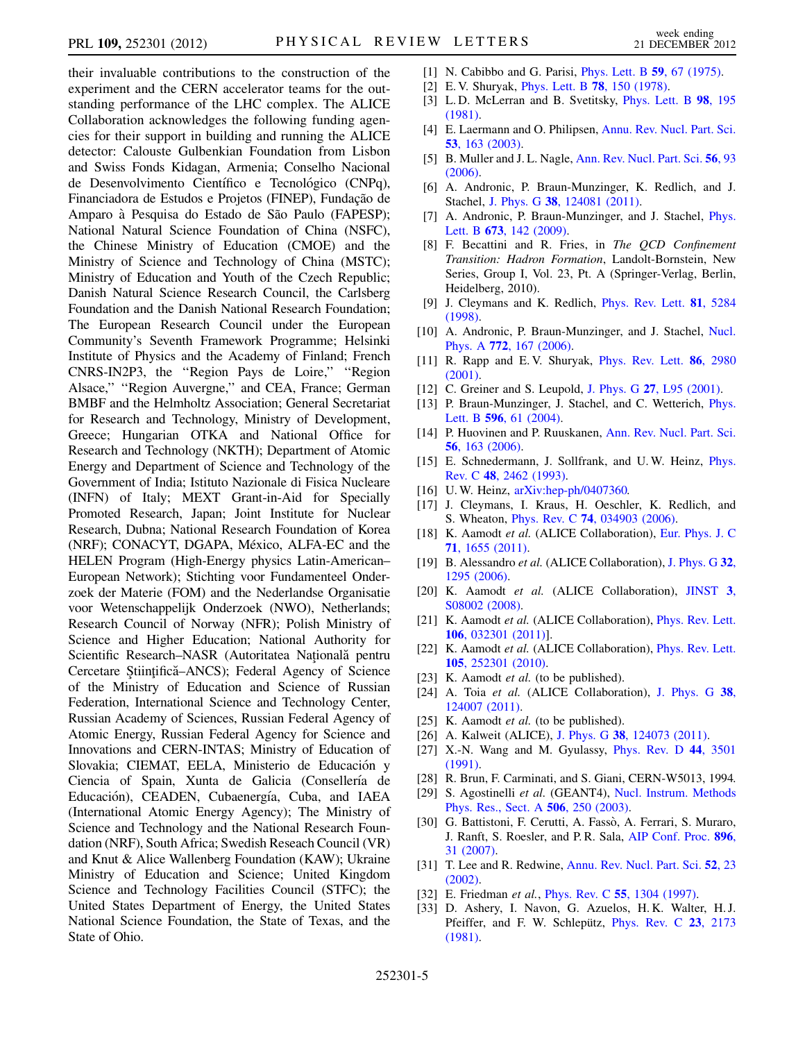their invaluable contributions to the construction of the experiment and the CERN accelerator teams for the outstanding performance of the LHC complex. The ALICE Collaboration acknowledges the following funding agencies for their support in building and running the ALICE detector: Calouste Gulbenkian Foundation from Lisbon and Swiss Fonds Kidagan, Armenia; Conselho Nacional de Desenvolvimento Científico e Tecnológico (CNPq), Financiadora de Estudos e Projetos (FINEP), Fundação de Amparo à Pesquisa do Estado de São Paulo (FAPESP); National Natural Science Foundation of China (NSFC), the Chinese Ministry of Education (CMOE) and the Ministry of Science and Technology of China (MSTC); Ministry of Education and Youth of the Czech Republic; Danish Natural Science Research Council, the Carlsberg Foundation and the Danish National Research Foundation; The European Research Council under the European Community's Seventh Framework Programme; Helsinki Institute of Physics and the Academy of Finland; French CNRS-IN2P3, the "Region Pays de Loire," "Region Alsace," "Region Auvergne," and CEA, France; German BMBF and the Helmholtz Association; General Secretariat for Research and Technology, Ministry of Development, Greece; Hungarian OTKA and National Office for Research and Technology (NKTH); Department of Atomic Energy and Department of Science and Technology of the Government of India; Istituto Nazionale di Fisica Nucleare (INFN) of Italy; MEXT Grant-in-Aid for Specially Promoted Research, Japan; Joint Institute for Nuclear Research, Dubna; National Research Foundation of Korea (NRF); CONACYT, DGAPA, México, ALFA-EC and the HELEN Program (High-Energy physics Latin-American–European Network); Stichting voor Fundamenteel Onderzoek der Materie (FOM) and the Nederlandse Organisatie voor Wetenschappelijk Onderzoek (NWO), Netherlands; Research Council of Norway (NFR); Polish Ministry of Science and Higher Education; National Authority for Scientific Research–NASR (Autoritatea Naţională pentru Cercetare Ştiinţifică–ANCS); Federal Agency of Science of the Ministry of Education and Science of Russian Federation, International Science and Technology Center, Russian Academy of Sciences, Russian Federal Agency of Atomic Energy, Russian Federal Agency for Science and Innovations and CERN-INTAS; Ministry of Education of Slovakia; CIEMAT, EELA, Ministerio de Educación y Ciencia of Spain, Xunta de Galicia (Consellería de Educación), CEADEN, Cubaenergía, Cuba, and IAEA (International Atomic Energy Agency); The Ministry of Science and Technology and the National Research Foundation (NRF), South Africa; Swedish Reseach Council (VR) and Knut & Alice Wallenberg Foundation (KAW); Ukraine Ministry of Education and Science; United Kingdom Science and Technology Facilities Council (STFC); the United States Department of Energy, the United States National Science Foundation, the State of Texas, and the State of Ohio.

[1] N. Cabibbo and G. Parisi, Phys. Lett. B **59**, 67 (1975).
[2] E. V. Shuryak, Phys. Lett. B **78**, 150 (1978).
[3] L. D. McLerran and B. Svetitsky, Phys. Lett. B **98**, 195 (1981).
[4] E. Laermann and O. Philipsen, Annu. Rev. Nucl. Part. Sci. **53**, 163 (2003).
[5] B. Muller and J. L. Nagle, Ann. Rev. Nucl. Part. Sci. **56**, 93 (2006).
[6] A. Andronic, P. Braun-Munzinger, K. Redlich, and J. Stachel, J. Phys. G **38**, 124081 (2011).
[7] A. Andronic, P. Braun-Munzinger, and J. Stachel, Phys. Lett. B **673**, 142 (2009).
[8] F. Becattini and R. Fries, in *The QCD Confinement Transition: Hadron Formation*, Landolt-Bornstein, New Series, Group I, Vol. 23, Pt. A (Springer-Verlag, Berlin, Heidelberg, 2010).
[9] J. Cleymans and K. Redlich, Phys. Rev. Lett. **81**, 5284 (1998).
[10] A. Andronic, P. Braun-Munzinger, and J. Stachel, Nucl. Phys. A **772**, 167 (2006).
[11] R. Rapp and E. V. Shuryak, Phys. Rev. Lett. **86**, 2980 (2001).
[12] C. Greiner and S. Leupold, J. Phys. G **27**, L95 (2001).
[13] P. Braun-Munzinger, J. Stachel, and C. Wetterich, Phys. Lett. B **596**, 61 (2004).
[14] P. Huovinen and P. Ruuskanen, Ann. Rev. Nucl. Part. Sci. **56**, 163 (2006).
[15] E. Schnedermann, J. Sollfrank, and U. W. Heinz, Phys. Rev. C **48**, 2462 (1993).
[16] U. W. Heinz, arXiv:hep-ph/0407360.
[17] J. Cleymans, I. Kraus, H. Oeschler, K. Redlich, and S. Wheaton, Phys. Rev. C **74**, 034903 (2006).
[18] K. Aamodt *et al.* (ALICE Collaboration), Eur. Phys. J. C **71**, 1655 (2011).
[19] B. Alessandro *et al.* (ALICE Collaboration), J. Phys. G **32**, 1295 (2006).
[20] K. Aamodt *et al.* (ALICE Collaboration), JINST **3**, S08002 (2008).
[21] K. Aamodt *et al.* (ALICE Collaboration), Phys. Rev. Lett. **106**, 032301 (2011)].
[22] K. Aamodt *et al.* (ALICE Collaboration), Phys. Rev. Lett. **105**, 252301 (2010).
[23] K. Aamodt *et al.* (to be published).
[24] A. Toia *et al.* (ALICE Collaboration), J. Phys. G **38**, 124007 (2011).
[25] K. Aamodt *et al.* (to be published).
[26] A. Kalweit (ALICE), J. Phys. G **38**, 124073 (2011).
[27] X.-N. Wang and M. Gyulassy, Phys. Rev. D **44**, 3501 (1991).
[28] R. Brun, F. Carminati, and S. Giani, CERN-W5013, 1994.
[29] S. Agostinelli *et al.* (GEANT4), Nucl. Instrum. Methods Phys. Res., Sect. A **506**, 250 (2003).
[30] G. Battistoni, F. Cerutti, A. Fassò, A. Ferrari, S. Muraro, J. Ranft, S. Roesler, and P. R. Sala, AIP Conf. Proc. **896**, 31 (2007).
[31] T. Lee and R. Redwine, Annu. Rev. Nucl. Part. Sci. **52**, 23 (2002).
[32] E. Friedman *et al.*, Phys. Rev. C **55**, 1304 (1997).
[33] D. Ashery, I. Navon, G. Azuelos, H. K. Walter, H. J. Pfeiffer, and F. W. Schlepütz, Phys. Rev. C **23**, 2173 (1981).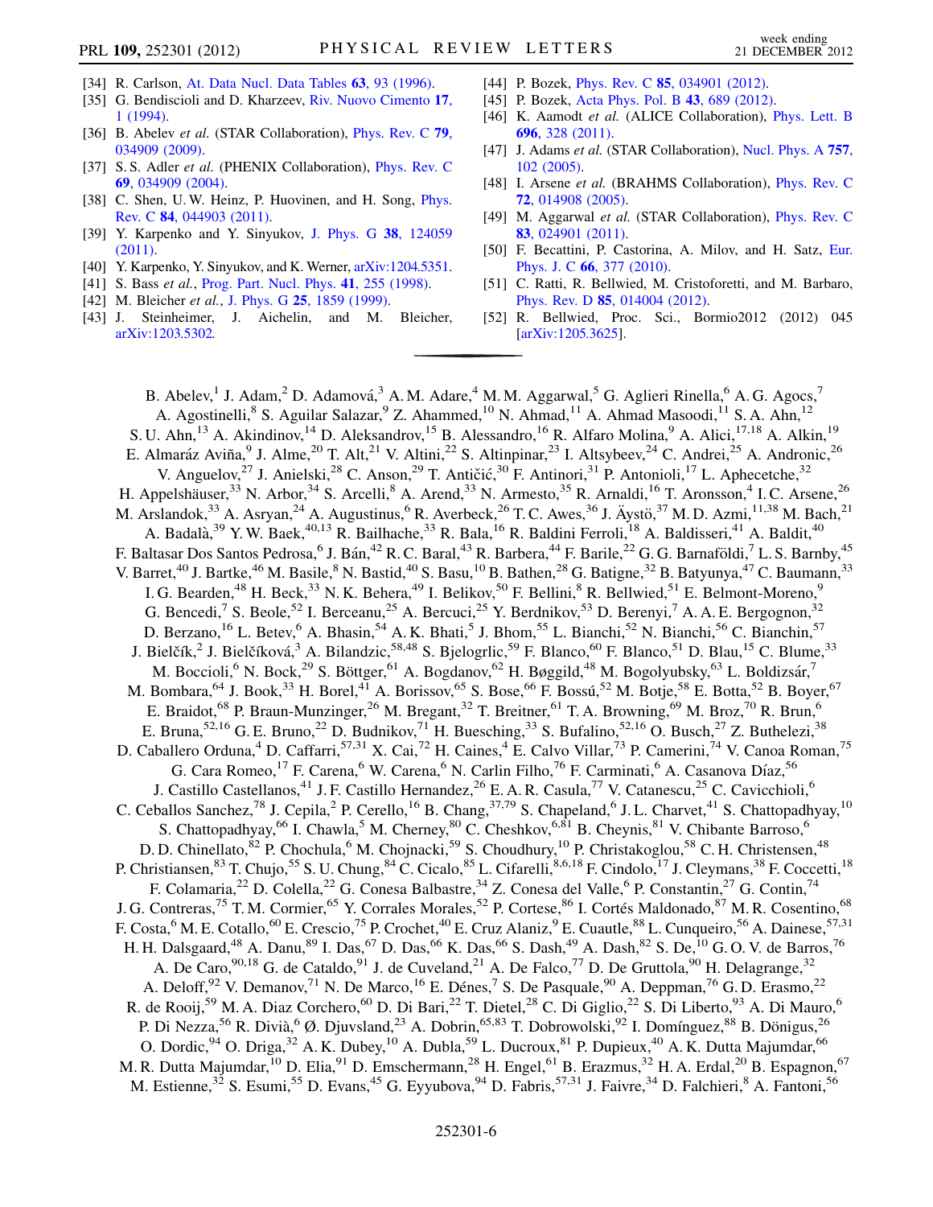[34] R. Carlson, At. Data Nucl. Data Tables **63**, 93 (1996).
[35] G. Bendiscioli and D. Kharzeev, Riv. Nuovo Cimento **17**, 1 (1994).
[36] B. Abelev *et al.* (STAR Collaboration), Phys. Rev. C **79**, 034909 (2009).
[37] S. S. Adler *et al.* (PHENIX Collaboration), Phys. Rev. C **69**, 034909 (2004).
[38] C. Shen, U. W. Heinz, P. Huovinen, and H. Song, Phys. Rev. C **84**, 044903 (2011).
[39] Y. Karpenko and Y. Sinyukov, J. Phys. G **38**, 124059 (2011).
[40] Y. Karpenko, Y. Sinyukov, and K. Werner, arXiv:1204.5351.
[41] S. Bass *et al.*, Prog. Part. Nucl. Phys. **41**, 255 (1998).
[42] M. Bleicher *et al.*, J. Phys. G **25**, 1859 (1999).
[43] J. Steinheimer, J. Aichelin, and M. Bleicher, arXiv:1203.5302.
[44] P. Bozek, Phys. Rev. C **85**, 034901 (2012).
[45] P. Bozek, Acta Phys. Pol. B **43**, 689 (2012).
[46] K. Aamodt *et al.* (ALICE Collaboration), Phys. Lett. B **696**, 328 (2011).
[47] J. Adams *et al.* (STAR Collaboration), Nucl. Phys. A **757**, 102 (2005).
[48] I. Arsene *et al.* (BRAHMS Collaboration), Phys. Rev. C **72**, 014908 (2005).
[49] M. Aggarwal *et al.* (STAR Collaboration), Phys. Rev. C **83**, 024901 (2011).
[50] F. Becattini, P. Castorina, A. Milov, and H. Satz, Eur. Phys. J. C **66**, 377 (2010).
[51] C. Ratti, R. Bellwied, M. Cristoforetti, and M. Barbaro, Phys. Rev. D **85**, 014004 (2012).
[52] R. Bellwied, Proc. Sci., Bormio2012 (2012) 045 [arXiv:1205.3625].

---

B. Abelev,[1] J. Adam,[2] D. Adamová,[3] A. M. Adare,[4] M. M. Aggarwal,[5] G. Aglieri Rinella,[6] A. G. Agocs,[7] A. Agostinelli,[8] S. Aguilar Salazar,[9] Z. Ahammed,[10] N. Ahmad,[11] A. Ahmad Masoodi,[11] S. A. Ahn,[12] S. U. Ahn,[13] A. Akindinov,[14] D. Aleksandrov,[15] B. Alessandro,[16] R. Alfaro Molina,[9] A. Alici,[17,18] A. Alkin,[19] E. Almaráz Aviña,[9] J. Alme,[20] T. Alt,[21] V. Altini,[22] S. Altinpinar,[23] I. Altsybeev,[24] C. Andrei,[25] A. Andronic,[26] V. Anguelov,[27] J. Anielski,[28] C. Anson,[29] T. Antičić,[30] F. Antinori,[31] P. Antonioli,[17] L. Aphecetche,[32] H. Appelshäuser,[33] N. Arbor,[34] S. Arcelli,[8] A. Arend,[33] N. Armesto,[35] R. Arnaldi,[16] T. Aronsson,[4] I. C. Arsene,[26] M. Arslandok,[33] A. Asryan,[24] A. Augustinus,[6] R. Averbeck,[26] T. C. Awes,[36] J. Äystö,[37] M. D. Azmi,[11,38] M. Bach,[21] A. Badalà,[39] Y. W. Baek,[40,13] R. Bailhache,[33] R. Bala,[16] R. Baldini Ferroli,[18] A. Baldisseri,[41] A. Baldit,[40] F. Baltasar Dos Santos Pedrosa,[6] J. Bán,[42] R. C. Baral,[43] R. Barbera,[44] F. Barile,[22] G. G. Barnaföldi,[7] L. S. Barnby,[45] V. Barret,[40] J. Bartke,[46] M. Basile,[8] N. Bastid,[40] S. Basu,[10] B. Bathen,[28] G. Batigne,[32] B. Batyunya,[47] C. Baumann,[33] I. G. Bearden,[48] H. Beck,[33] N. K. Behera,[49] I. Belikov,[50] F. Bellini,[8] R. Bellwied,[51] E. Belmont-Moreno,[9] G. Bencedi,[7] S. Beole,[52] I. Berceanu,[25] A. Bercuci,[25] Y. Berdnikov,[53] D. Berenyi,[7] A. A. E. Bergognon,[32] D. Berzano,[16] L. Betev,[6] A. Bhasin,[54] A. K. Bhati,[5] J. Bhom,[55] L. Bianchi,[52] N. Bianchi,[56] C. Bianchin,[57] J. Bielčík,[2] J. Bielčíková,[3] A. Bilandzic,[58,48] S. Bjelogrlic,[59] F. Blanco,[60] F. Blanco,[51] D. Blau,[15] C. Blume,[33] M. Boccioli,[6] N. Bock,[29] S. Böttger,[61] A. Bogdanov,[62] H. Bøggild,[48] M. Bogolyubsky,[63] L. Boldizsár,[7] M. Bombara,[64] J. Book,[33] H. Borel,[41] A. Borissov,[65] S. Bose,[66] F. Bossú,[52] M. Botje,[58] E. Botta,[52] B. Boyer,[67] E. Braidot,[68] P. Braun-Munzinger,[26] M. Bregant,[32] T. Breitner,[61] T. A. Browning,[69] M. Broz,[70] R. Brun,[6] E. Bruna,[52,16] G. E. Bruno,[22] D. Budnikov,[71] H. Buesching,[33] S. Bufalino,[52,16] O. Busch,[27] Z. Buthelezi,[38] D. Caballero Orduna,[4] D. Caffarri,[57,31] X. Cai,[72] H. Caines,[4] E. Calvo Villar,[73] P. Camerini,[74] V. Canoa Roman,[75] G. Cara Romeo,[17] F. Carena,[6] W. Carena,[6] N. Carlin Filho,[76] F. Carminati,[6] A. Casanova Díaz,[56] J. Castillo Castellanos,[41] J. F. Castillo Hernandez,[26] E. A. R. Casula,[77] V. Catanescu,[25] C. Cavicchioli,[6] C. Ceballos Sanchez,[78] J. Cepila,[2] P. Cerello,[16] B. Chang,[37,79] S. Chapeland,[6] J. L. Charvet,[41] S. Chattopadhyay,[10] S. Chattopadhyay,[66] I. Chawla,[5] M. Cherney,[80] C. Cheshkov,[6,81] B. Cheynis,[81] V. Chibante Barroso,[6] D. D. Chinellato,[82] P. Chochula,[6] M. Chojnacki,[59] S. Choudhury,[10] P. Christakoglou,[58] C. H. Christensen,[48] P. Christiansen,[83] T. Chujo,[55] S. U. Chung,[84] C. Cicalo,[85] L. Cifarelli,[8,6,18] F. Cindolo,[17] J. Cleymans,[38] F. Coccetti,[18] F. Colamaria,[22] D. Colella,[22] G. Conesa Balbastre,[34] Z. Conesa del Valle,[6] P. Constantin,[27] G. Contin,[74] J. G. Contreras,[75] T. M. Cormier,[65] Y. Corrales Morales,[52] P. Cortese,[86] I. Cortés Maldonado,[87] M. R. Cosentino,[68] F. Costa,[6] M. E. Cotallo,[60] E. Crescio,[75] P. Crochet,[40] E. Cruz Alaniz,[9] E. Cuautle,[88] L. Cunqueiro,[56] A. Dainese,[57,31] H. H. Dalsgaard,[48] A. Danu,[89] I. Das,[67] D. Das,[66] K. Das,[66] S. Dash,[49] A. Dash,[82] S. De,[10] G. O. V. de Barros,[76] A. De Caro,[90,18] G. de Cataldo,[91] J. de Cuveland,[21] A. De Falco,[77] D. De Gruttola,[90] H. Delagrange,[32] A. Deloff,[92] V. Demanov,[71] N. De Marco,[16] E. Dénes,[7] S. De Pasquale,[90] A. Deppman,[76] G. D. Erasmo,[22] R. de Rooij,[59] M. A. Diaz Corchero,[60] D. Di Bari,[22] T. Dietel,[28] C. Di Giglio,[22] S. Di Liberto,[93] A. Di Mauro,[6] P. Di Nezza,[56] R. Divià,[6] Ø. Djuvsland,[23] A. Dobrin,[65,83] T. Dobrowolski,[92] I. Domínguez,[88] B. Dönigus,[26] O. Dordic,[94] O. Driga,[32] A. K. Dubey,[10] A. Dubla,[59] L. Ducroux,[81] P. Dupieux,[40] A. K. Dutta Majumdar,[66] M. R. Dutta Majumdar,[10] D. Elia,[91] D. Emschermann,[28] H. Engel,[61] B. Erazmus,[32] H. A. Erdal,[20] B. Espagnon,[67] M. Estienne,[32] S. Esumi,[55] D. Evans,[45] G. Eyyubova,[94] D. Fabris,[57,31] J. Faivre,[34] D. Falchieri,[8] A. Fantoni,[56]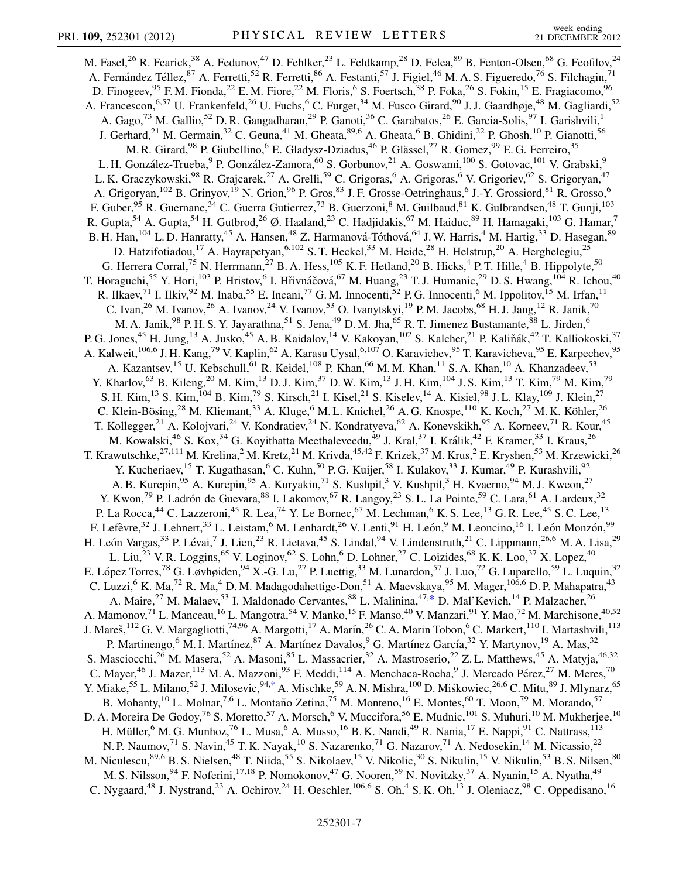M. Fasel,[26] R. Fearick,[38] A. Fedunov,[47] D. Fehlker,[23] L. Feldkamp,[28] D. Felea,[89] B. Fenton-Olsen,[68] G. Feofilov,[24] A. Fernández Téllez,[87] A. Ferretti,[52] R. Ferretti,[86] A. Festanti,[57] J. Figiel,[46] M. A. S. Figueredo,[76] S. Filchagin,[71] D. Finogeev,[95] F. M. Fionda,[22] E. M. Fiore,[22] M. Floris,[6] S. Foertsch,[38] P. Foka,[26] S. Fokin,[15] E. Fragiacomo,[96] A. Francescon,[6,57] U. Frankenfeld,[26] U. Fuchs,[6] C. Furget,[34] M. Fusco Girard,[90] J. J. Gaardhøje,[48] M. Gagliardi,[52] A. Gago,[73] M. Gallio,[52] D. R. Gangadharan,[29] P. Ganoti,[36] C. Garabatos,[26] E. Garcia-Solis,[97] I. Garishvili,[1] J. Gerhard,[21] M. Germain,[32] C. Geuna,[41] M. Gheata,[89,6] A. Gheata,[6] B. Ghidini,[22] P. Ghosh,[10] P. Gianotti,[56] M. R. Girard,[98] P. Giubellino,[6] E. Gladysz-Dziadus,[46] P. Glässel,[27] R. Gomez,[99] E. G. Ferreiro,[35] L. H. González-Trueba,[9] P. González-Zamora,[60] S. Gorbunov,[21] A. Goswami,[100] S. Gotovac,[101] V. Grabski,[9] L. K. Graczykowski,[98] R. Grajcarek,[27] A. Grelli,[59] C. Grigoras,[6] A. Grigoras,[6] V. Grigoriev,[62] S. Grigoryan,[47] A. Grigoryan,[102] B. Grinyov,[19] N. Grion,[96] P. Gros,[83] J. F. Grosse-Oetringhaus,[6] J.-Y. Grossiord,[81] R. Grosso,[6] F. Guber,[95] R. Guernane,[34] C. Guerra Gutierrez,[73] B. Guerzoni,[8] M. Guilbaud,[81] K. Gulbrandsen,[48] T. Gunji,[103] R. Gupta,[54] A. Gupta,[54] H. Gutbrod,[26] Ø. Haaland,[23] C. Hadjidakis,[67] M. Haiduc,[89] H. Hamagaki,[103] G. Hamar,[7] B. H. Han,[104] L. D. Hanratty,[45] A. Hansen,[48] Z. Harmanová-Tóthová,[64] J. W. Harris,[4] M. Hartig,[33] D. Hasegan,[89] D. Hatzifotiadou,[17] A. Hayrapetyan,[6,102] S. T. Heckel,[33] M. Heide,[28] H. Helstrup,[20] A. Herghelegiu,[25] G. Herrera Corral,[75] N. Herrmann,[27] B. A. Hess,[105] K. F. Hetland,[20] B. Hicks,[4] P. T. Hille,[4] B. Hippolyte,[50] T. Horaguchi,[55] Y. Hori,[103] P. Hristov,[6] I. Hřivnáčová,[67] M. Huang,[23] T. J. Humanic,[29] D. S. Hwang,[104] R. Ichou,[40] R. Ilkaev,[71] I. Ilkiv,[92] M. Inaba,[55] E. Incani,[77] G. M. Innocenti,[52] P. G. Innocenti,[6] M. Ippolitov,[15] M. Irfan,[11] C. Ivan,[26] M. Ivanov,[26] A. Ivanov,[24] V. Ivanov,[53] O. Ivanytskyi,[19] P. M. Jacobs,[68] H. J. Jang,[12] R. Janik,[70] M. A. Janik,[98] P. H. S. Y. Jayarathna,[51] S. Jena,[49] D. M. Jha,[65] R. T. Jimenez Bustamante,[88] L. Jirden,[6] P. G. Jones,[45] H. Jung,[13] A. Jusko,[45] A. B. Kaidalov,[14] V. Kakoyan,[102] S. Kalcher,[21] P. Kaliňák,[42] T. Kalliokoski,[37] A. Kalweit,[106,6] J. H. Kang,[79] V. Kaplin,[62] A. Karasu Uysal,[6,107] O. Karavichev,[95] T. Karavicheva,[95] E. Karpechev,[95] A. Kazantsev,[15] U. Kebschull,[61] R. Keidel,[108] P. Khan,[66] M. M. Khan,[11] S. A. Khan,[10] A. Khanzadeev,[53] Y. Kharlov,[63] B. Kileng,[20] M. Kim,[13] D. J. Kim,[37] D. W. Kim,[13] J. H. Kim,[104] J. S. Kim,[13] T. Kim,[79] M. Kim,[79] S. H. Kim,[13] S. Kim,[104] B. Kim,[79] S. Kirsch,[21] I. Kisel,[21] S. Kiselev,[14] A. Kisiel,[98] J. L. Klay,[109] J. Klein,[27] C. Klein-Bösing,[28] M. Kliemant,[33] A. Kluge,[6] M. L. Knichel,[26] A. G. Knospe,[110] K. Koch,[27] M. K. Köhler,[26] T. Kollegger,[21] A. Kolojvari,[24] V. Kondratiev,[24] N. Kondratyeva,[62] A. Konevskikh,[95] A. Korneev,[71] R. Kour,[45] M. Kowalski,[46] S. Kox,[34] G. Koyithatta Meethaleveedu,[49] J. Kral,[37] I. Králik,[42] F. Kramer,[33] I. Kraus,[26] T. Krawutschke,[27,111] M. Krelina,[2] M. Kretz,[21] M. Krivda,[45,42] F. Krizek,[37] M. Krus,[2] E. Kryshen,[53] M. Krzewicki,[26] Y. Kucheriaev,[15] T. Kugathasan,[6] C. Kuhn,[50] P. G. Kuijer,[58] I. Kulakov,[33] J. Kumar,[49] P. Kurashvili,[92] A. B. Kurepin,[95] A. Kurepin,[95] A. Kuryakin,[71] S. Kushpil,[3] V. Kushpil,[3] H. Kvaerno,[94] M. J. Kweon,[27] Y. Kwon,[79] P. Ladrón de Guevara,[88] I. Lakomov,[67] R. Langoy,[23] S. L. La Pointe,[59] C. Lara,[61] A. Lardeux,[32] P. La Rocca,[44] C. Lazzeroni,[45] R. Lea,[74] Y. Le Bornec,[67] M. Lechman,[6] K. S. Lee,[13] G. R. Lee,[45] S. C. Lee,[13] F. Lefèvre,[32] J. Lehnert,[33] L. Leistam,[6] M. Lenhardt,[26] V. Lenti,[91] H. León,[9] M. Leoncino,[16] I. León Monzón,[99] H. León Vargas,[33] P. Lévai,[7] J. Lien,[23] R. Lietava,[45] S. Lindal,[94] V. Lindenstruth,[21] C. Lippmann,[26,6] M. A. Lisa,[29] L. Liu,[23] V. R. Loggins,[65] V. Loginov,[62] S. Lohn,[6] D. Lohner,[27] C. Loizides,[68] K. K. Loo,[37] X. Lopez,[40] E. López Torres,[78] G. Løvhøiden,[94] X.-G. Lu,[27] P. Luettig,[33] M. Lunardon,[57] J. Luo,[72] G. Luparello,[59] L. Luquin,[32] C. Luzzi,[6] K. Ma,[72] R. Ma,[4] D. M. Madagodahettige-Don,[51] A. Maevskaya,[95] M. Mager,[106,6] D. P. Mahapatra,[43] A. Maire,[27] M. Malaev,[53] I. Maldonado Cervantes,[88] L. Malinina,[47,*] D. Mal'Kevich,[14] P. Malzacher,[26] A. Mamonov,[71] L. Manceau,[16] L. Mangotra,[54] V. Manko,[15] F. Manso,[40] V. Manzari,[91] Y. Mao,[72] M. Marchisone,[40,52] J. Mareš,[112] G. V. Margagliotti,[74,96] A. Margotti,[17] A. Marín,[26] C. A. Marin Tobon,[6] C. Markert,[110] I. Martashvili,[113] P. Martinengo,[6] M. I. Martínez,[87] A. Martínez Davalos,[9] G. Martínez García,[32] Y. Martynov,[19] A. Mas,[32] S. Masciocchi,[26] M. Masera,[52] A. Masoni,[85] L. Massacrier,[32] A. Mastroserio,[22] Z. L. Matthews,[45] A. Matyja,[46,32] C. Mayer,[46] J. Mazer,[113] M. A. Mazzoni,[93] F. Meddi,[114] A. Menchaca-Rocha,[9] J. Mercado Pérez,[27] M. Meres,[70] Y. Miake,[55] L. Milano,[52] J. Milosevic,[94,†] A. Mischke,[59] A. N. Mishra,[100] D. Miśkowiec,[26,6] C. Mitu,[89] J. Mlynarz,[65] B. Mohanty,[10] L. Molnar,[7,6] L. Montaño Zetina,[75] M. Monteno,[16] E. Montes,[60] T. Moon,[79] M. Morando,[57] D. A. Moreira De Godoy,[76] S. Moretto,[57] A. Morsch,[6] V. Muccifora,[56] E. Mudnic,[101] S. Muhuri,[10] M. Mukherjee,[10] H. Müller,[6] M. G. Munhoz,[76] L. Musa,[6] A. Musso,[16] B. K. Nandi,[49] R. Nania,[17] E. Nappi,[91] C. Nattrass,[113] N. P. Naumov,[71] S. Navin,[45] T. K. Nayak,[10] S. Nazarenko,[71] G. Nazarov,[71] A. Nedosekin,[14] M. Nicassio,[22] M. Niculescu,[89,6] B. S. Nielsen,[48] T. Niida,[55] S. Nikolaev,[15] V. Nikolic,[30] S. Nikulin,[15] V. Nikulin,[53] B. S. Nilsen,[80] M. S. Nilsson,[94] F. Noferini,[17,18] P. Nomokonov,[47] G. Nooren,[59] N. Novitzky,[37] A. Nyanin,[15] A. Nyatha,[49] C. Nygaard,[48] J. Nystrand,[23] A. Ochirov,[24] H. Oeschler,[106,6] S. Oh,[4] S. K. Oh,[13] J. Oleniacz,[98] C. Oppedisano,[16]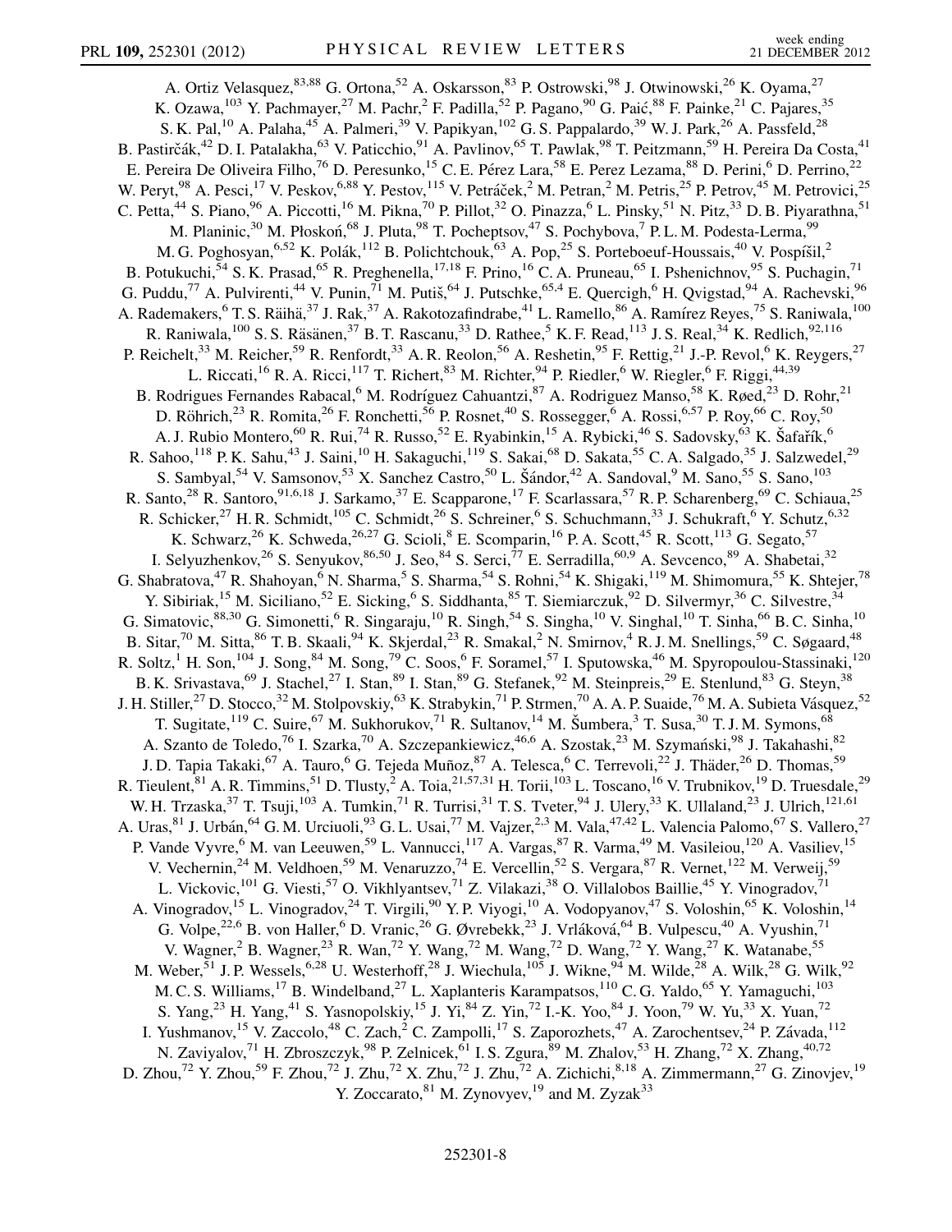A. Ortiz Velasquez,[83,88] G. Ortona,[52] A. Oskarsson,[83] P. Ostrowski,[98] J. Otwinowski,[26] K. Oyama,[27] K. Ozawa,[103] Y. Pachmayer,[27] M. Pachr,[2] F. Padilla,[52] P. Pagano,[90] G. Paić,[88] F. Painke,[21] C. Pajares,[35] S. K. Pal,[10] A. Palaha,[45] A. Palmeri,[39] V. Papikyan,[102] G. S. Pappalardo,[39] W. J. Park,[26] A. Passfeld,[28] B. Pastirčák,[42] D. I. Patalakha,[63] V. Paticchio,[91] A. Pavlinov,[65] T. Pawlak,[98] T. Peitzmann,[59] H. Pereira Da Costa,[41] E. Pereira De Oliveira Filho,[76] D. Peresunko,[15] C. E. Pérez Lara,[58] E. Perez Lezama,[88] D. Perini,[6] D. Perrino,[22] W. Peryt,[98] A. Pesci,[17] V. Peskov,[6,88] Y. Pestov,[115] V. Petráček,[2] M. Petran,[2] M. Petris,[25] P. Petrov,[45] M. Petrovici,[25] C. Petta,[44] S. Piano,[96] A. Piccotti,[16] M. Pikna,[70] P. Pillot,[32] O. Pinazza,[6] L. Pinsky,[51] N. Pitz,[33] D. B. Piyarathna,[51] M. Planinic,[30] M. Płoskoń,[68] J. Pluta,[98] T. Pocheptsov,[47] S. Pochybova,[7] P. L. M. Podesta-Lerma,[99] M. G. Poghosyan,[6,52] K. Polák,[112] B. Polichtchouk,[63] A. Pop,[25] S. Porteboeuf-Houssais,[40] V. Pospíšil,[2] B. Potukuchi,[54] S. K. Prasad,[65] R. Preghenella,[17,18] F. Prino,[16] C. A. Pruneau,[65] I. Pshenichnov,[95] S. Puchagin,[71] G. Puddu,[77] A. Pulvirenti,[44] V. Punin,[71] M. Putiš,[64] J. Putschke,[65,4] E. Quercigh,[6] H. Qvigstad,[94] A. Rachevski,[96] A. Rademakers,[6] T. S. Räihä,[37] J. Rak,[37] A. Rakotozafindrabe,[41] L. Ramello,[86] A. Ramírez Reyes,[75] S. Raniwala,[100] R. Raniwala,[100] S. S. Räsänen,[37] B. T. Rascanu,[33] D. Rathee,[5] K. F. Read,[113] J. S. Real,[34] K. Redlich,[92,116] P. Reichelt,[33] M. Reicher,[59] R. Renfordt,[33] A. R. Reolon,[56] A. Reshetin,[95] F. Rettig,[21] J.-P. Revol,[6] K. Reygers,[27] L. Riccati,[16] R. A. Ricci,[117] T. Richert,[83] M. Richter,[94] P. Riedler,[6] W. Riegler,[6] F. Riggi,[44,39] B. Rodrigues Fernandes Rabacal,[6] M. Rodríguez Cahuantzi,[87] A. Rodriguez Manso,[58] K. Røed,[23] D. Rohr,[21] D. Röhrich,[23] R. Romita,[26] F. Ronchetti,[56] P. Rosnet,[40] S. Rossegger,[6] A. Rossi,[6,57] P. Roy,[66] C. Roy,[50] A. J. Rubio Montero,[60] R. Rui,[74] R. Russo,[52] E. Ryabinkin,[15] A. Rybicki,[46] S. Sadovsky,[63] K. Šafařík,[6] R. Sahoo,[118] P. K. Sahu,[43] J. Saini,[10] H. Sakaguchi,[119] S. Sakai,[68] D. Sakata,[55] C. A. Salgado,[35] J. Salzwedel,[29] S. Sambyal,[54] V. Samsonov,[53] X. Sanchez Castro,[50] L. Šándor,[42] A. Sandoval,[9] M. Sano,[55] S. Sano,[103] R. Santo,[28] R. Santoro,[91,6,18] J. Sarkamo,[37] E. Scapparone,[17] F. Scarlassara,[57] R. P. Scharenberg,[69] C. Schiaua,[25] R. Schicker,[27] H. R. Schmidt,[105] C. Schmidt,[26] S. Schreiner,[6] S. Schuchmann,[33] J. Schukraft,[6] Y. Schutz,[6,32] K. Schwarz,[26] K. Schweda,[26,27] G. Scioli,[8] E. Scomparin,[16] P. A. Scott,[45] R. Scott,[113] G. Segato,[57] I. Selyuzhenkov,[26] S. Senyukov,[86,50] J. Seo,[84] S. Serci,[77] E. Serradilla,[60,9] A. Sevcenco,[89] A. Shabetai,[32] G. Shabratova,[47] R. Shahoyan,[6] N. Sharma,[5] S. Sharma,[54] S. Rohni,[54] K. Shigaki,[119] M. Shimomura,[55] K. Shtejer,[78] Y. Sibiriak,[15] M. Siciliano,[52] E. Sicking,[6] S. Siddhanta,[85] T. Siemiarczuk,[92] D. Silvermyr,[36] C. Silvestre,[34] G. Simatovic,[88,30] G. Simonetti,[6] R. Singaraju,[10] R. Singh,[54] S. Singha,[10] V. Singhal,[10] T. Sinha,[66] B. C. Sinha,[10] B. Sitar,[70] M. Sitta,[86] T. B. Skaali,[94] K. Skjerdal,[23] R. Smakal,[2] N. Smirnov,[4] R. J. M. Snellings,[59] C. Søgaard,[48] R. Soltz,[1] H. Son,[104] J. Song,[84] M. Song,[79] C. Soos,[6] F. Soramel,[57] I. Sputowska,[46] M. Spyropoulou-Stassinaki,[120] B. K. Srivastava,[69] J. Stachel,[27] I. Stan,[89] I. Stan,[89] G. Stefanek,[92] M. Steinpreis,[29] E. Stenlund,[83] G. Steyn,[38] J. H. Stiller,[27] D. Stocco,[32] M. Stolpovskiy,[63] K. Strabykin,[71] P. Strmen,[70] A. A. P. Suaide,[76] M. A. Subieta Vásquez,[52] T. Sugitate,[119] C. Suire,[67] M. Sukhorukov,[71] R. Sultanov,[14] M. Šumbera,[3] T. Susa,[30] T. J. M. Symons,[68] A. Szanto de Toledo,[76] I. Szarka,[70] A. Szczepankiewicz,[46,6] A. Szostak,[23] M. Szymański,[98] J. Takahashi,[82] J. D. Tapia Takaki,[67] A. Tauro,[6] G. Tejeda Muñoz,[87] A. Telesca,[6] C. Terrevoli,[22] J. Thäder,[26] D. Thomas,[59] R. Tieulent,[81] A. R. Timmins,[51] D. Tlusty,[2] A. Toia,[21,57,31] H. Torii,[103] L. Toscano,[16] V. Trubnikov,[19] D. Truesdale,[29] W. H. Trzaska,[37] T. Tsuji,[103] A. Tumkin,[71] R. Turrisi,[31] T. S. Tveter,[94] J. Ulery,[33] K. Ullaland,[23] J. Ulrich,[121,61] A. Uras,[81] J. Urbán,[64] G. M. Urciuoli,[93] G. L. Usai,[77] M. Vajzer,[2,3] M. Vala,[47,42] L. Valencia Palomo,[67] S. Vallero,[27] P. Vande Vyvre,[6] M. van Leeuwen,[59] L. Vannucci,[117] A. Vargas,[87] R. Varma,[49] M. Vasileiou,[120] A. Vasiliev,[15] V. Vechernin,[24] M. Veldhoen,[59] M. Venaruzzo,[74] E. Vercellin,[52] S. Vergara,[87] R. Vernet,[122] M. Verweij,[59] L. Vickovic,[101] G. Viesti,[57] O. Vikhlyantsev,[71] Z. Vilakazi,[38] O. Villalobos Baillie,[45] Y. Vinogradov,[71] A. Vinogradov,[15] L. Vinogradov,[24] T. Virgili,[90] Y. P. Viyogi,[10] A. Vodopyanov,[47] S. Voloshin,[65] K. Voloshin,[14] G. Volpe,[22,6] B. von Haller,[6] D. Vranic,[26] G. Øvrebekk,[23] J. Vrláková,[64] B. Vulpescu,[40] A. Vyushin,[71] V. Wagner,[2] B. Wagner,[23] R. Wan,[72] Y. Wang,[72] M. Wang,[72] D. Wang,[72] Y. Wang,[27] K. Watanabe,[55] M. Weber,[51] J. P. Wessels,[6,28] U. Westerhoff,[28] J. Wiechula,[105] J. Wikne,[94] M. Wilde,[28] A. Wilk,[28] G. Wilk,[92] M. C. S. Williams,[17] B. Windelband,[27] L. Xaplanteris Karampatsos,[110] C. G. Yaldo,[65] Y. Yamaguchi,[103] S. Yang,[23] H. Yang,[41] S. Yasnopolskiy,[15] J. Yi,[84] Z. Yin,[72] I.-K. Yoo,[84] J. Yoon,[79] W. Yu,[33] X. Yuan,[72] I. Yushmanov,[15] V. Zaccolo,[48] C. Zach,[2] C. Zampolli,[17] S. Zaporozhets,[47] A. Zarochentsev,[24] P. Závada,[112] N. Zaviyalov,[71] H. Zbroszczyk,[98] P. Zelnicek,[61] I. S. Zgura,[89] M. Zhalov,[53] H. Zhang,[72] X. Zhang,[40,72] D. Zhou,[72] Y. Zhou,[59] F. Zhou,[72] J. Zhu,[72] X. Zhu,[72] J. Zhu,[72] A. Zichichi,[8,18] A. Zimmermann,[27] G. Zinovjev,[19] Y. Zoccarato,[81] M. Zynovyev,[19] and M. Zyzak[33]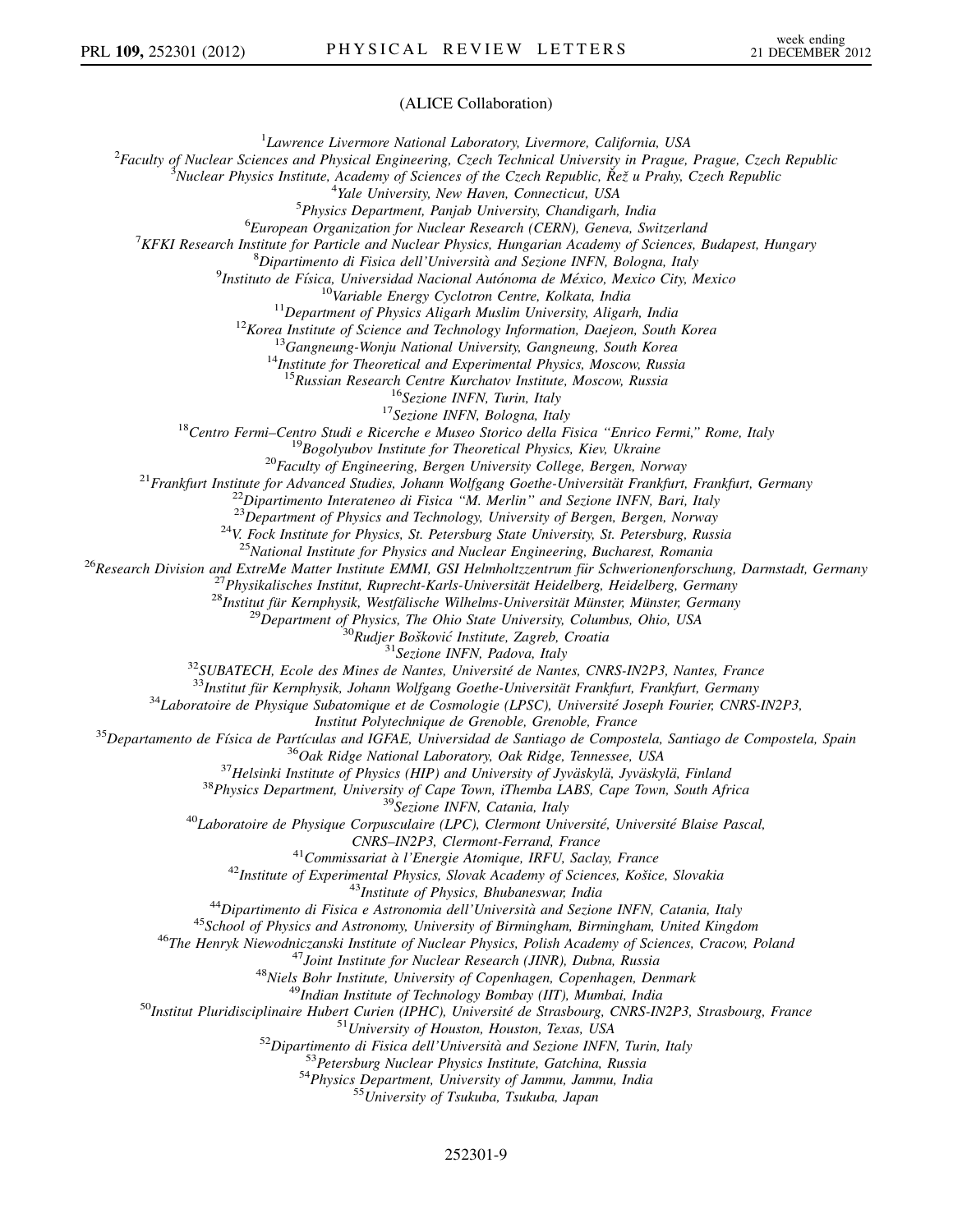(ALICE Collaboration)

[1]Lawrence Livermore National Laboratory, Livermore, California, USA
[2]Faculty of Nuclear Sciences and Physical Engineering, Czech Technical University in Prague, Prague, Czech Republic
[3]Nuclear Physics Institute, Academy of Sciences of the Czech Republic, Řež u Prahy, Czech Republic
[4]Yale University, New Haven, Connecticut, USA
[5]Physics Department, Panjab University, Chandigarh, India
[6]European Organization for Nuclear Research (CERN), Geneva, Switzerland
[7]KFKI Research Institute for Particle and Nuclear Physics, Hungarian Academy of Sciences, Budapest, Hungary
[8]Dipartimento di Fisica dell'Università and Sezione INFN, Bologna, Italy
[9]Instituto de Física, Universidad Nacional Autónoma de México, Mexico City, Mexico
[10]Variable Energy Cyclotron Centre, Kolkata, India
[11]Department of Physics Aligarh Muslim University, Aligarh, India
[12]Korea Institute of Science and Technology Information, Daejeon, South Korea
[13]Gangneung-Wonju National University, Gangneung, South Korea
[14]Institute for Theoretical and Experimental Physics, Moscow, Russia
[15]Russian Research Centre Kurchatov Institute, Moscow, Russia
[16]Sezione INFN, Turin, Italy
[17]Sezione INFN, Bologna, Italy
[18]Centro Fermi–Centro Studi e Ricerche e Museo Storico della Fisica "Enrico Fermi," Rome, Italy
[19]Bogolyubov Institute for Theoretical Physics, Kiev, Ukraine
[20]Faculty of Engineering, Bergen University College, Bergen, Norway
[21]Frankfurt Institute for Advanced Studies, Johann Wolfgang Goethe-Universität Frankfurt, Frankfurt, Germany
[22]Dipartimento Interateneo di Fisica "M. Merlin" and Sezione INFN, Bari, Italy
[23]Department of Physics and Technology, University of Bergen, Bergen, Norway
[24]V. Fock Institute for Physics, St. Petersburg State University, St. Petersburg, Russia
[25]National Institute for Physics and Nuclear Engineering, Bucharest, Romania
[26]Research Division and ExtreMe Matter Institute EMMI, GSI Helmholtzzentrum für Schwerionenforschung, Darmstadt, Germany
[27]Physikalisches Institut, Ruprecht-Karls-Universität Heidelberg, Heidelberg, Germany
[28]Institut für Kernphysik, Westfälische Wilhelms-Universität Münster, Münster, Germany
[29]Department of Physics, The Ohio State University, Columbus, Ohio, USA
[30]Rudjer Bošković Institute, Zagreb, Croatia
[31]Sezione INFN, Padova, Italy
[32]SUBATECH, Ecole des Mines de Nantes, Université de Nantes, CNRS-IN2P3, Nantes, France
[33]Institut für Kernphysik, Johann Wolfgang Goethe-Universität Frankfurt, Frankfurt, Germany
[34]Laboratoire de Physique Subatomique et de Cosmologie (LPSC), Université Joseph Fourier, CNRS-IN2P3, Institut Polytechnique de Grenoble, Grenoble, France
[35]Departamento de Física de Partículas and IGFAE, Universidad de Santiago de Compostela, Santiago de Compostela, Spain
[36]Oak Ridge National Laboratory, Oak Ridge, Tennessee, USA
[37]Helsinki Institute of Physics (HIP) and University of Jyväskylä, Jyväskylä, Finland
[38]Physics Department, University of Cape Town, iThemba LABS, Cape Town, South Africa
[39]Sezione INFN, Catania, Italy
[40]Laboratoire de Physique Corpusculaire (LPC), Clermont Université, Université Blaise Pascal, CNRS–IN2P3, Clermont-Ferrand, France
[41]Commissariat à l'Energie Atomique, IRFU, Saclay, France
[42]Institute of Experimental Physics, Slovak Academy of Sciences, Košice, Slovakia
[43]Institute of Physics, Bhubaneswar, India
[44]Dipartimento di Fisica e Astronomia dell'Università and Sezione INFN, Catania, Italy
[45]School of Physics and Astronomy, University of Birmingham, Birmingham, United Kingdom
[46]The Henryk Niewodniczanski Institute of Nuclear Physics, Polish Academy of Sciences, Cracow, Poland
[47]Joint Institute for Nuclear Research (JINR), Dubna, Russia
[48]Niels Bohr Institute, University of Copenhagen, Copenhagen, Denmark
[49]Indian Institute of Technology Bombay (IIT), Mumbai, India
[50]Institut Pluridisciplinaire Hubert Curien (IPHC), Université de Strasbourg, CNRS-IN2P3, Strasbourg, France
[51]University of Houston, Houston, Texas, USA
[52]Dipartimento di Fisica dell'Università and Sezione INFN, Turin, Italy
[53]Petersburg Nuclear Physics Institute, Gatchina, Russia
[54]Physics Department, University of Jammu, Jammu, India
[55]University of Tsukuba, Tsukuba, Japan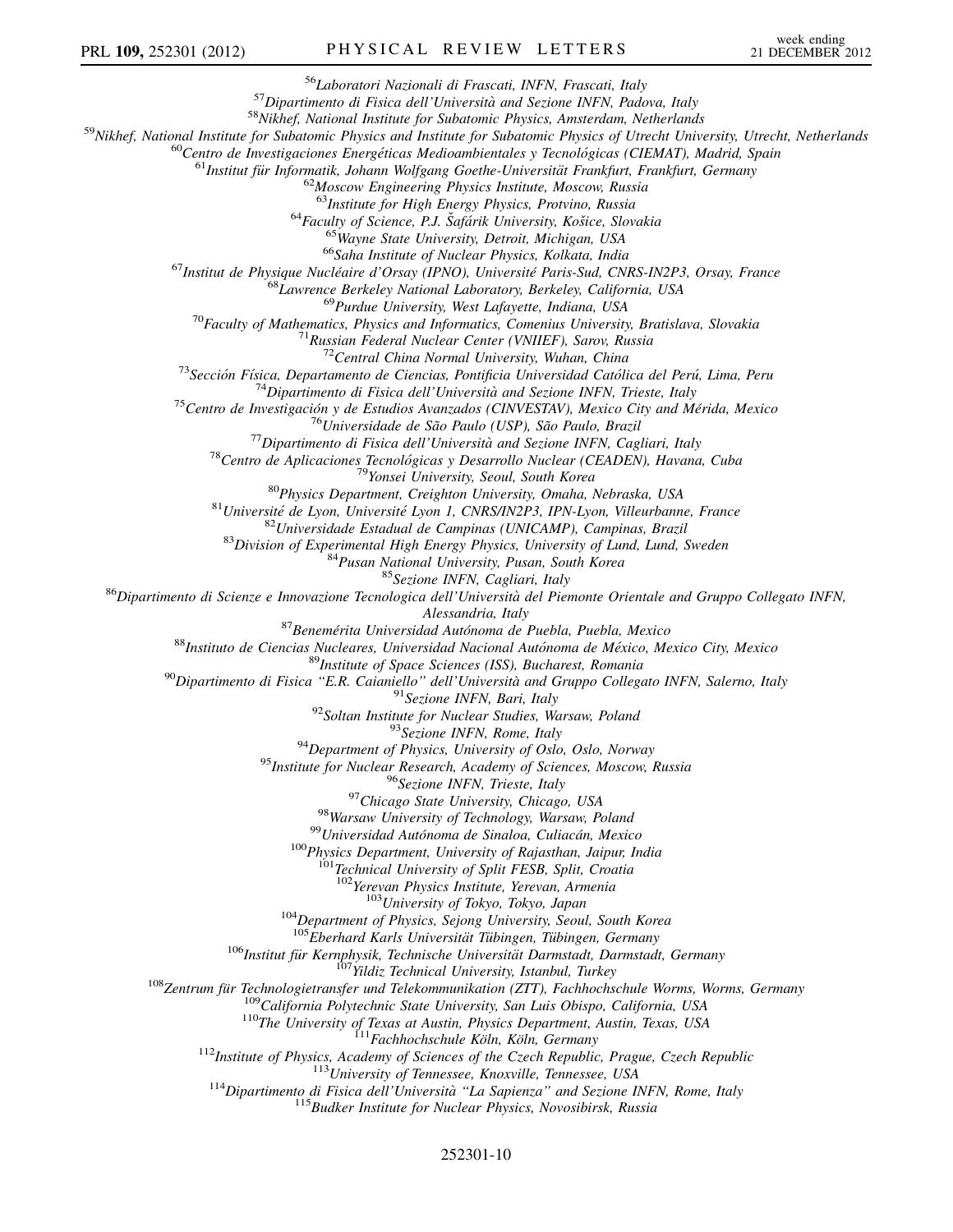[56]Laboratori Nazionali di Frascati, INFN, Frascati, Italy
[57]Dipartimento di Fisica dell'Università and Sezione INFN, Padova, Italy
[58]Nikhef, National Institute for Subatomic Physics, Amsterdam, Netherlands
[59]Nikhef, National Institute for Subatomic Physics and Institute for Subatomic Physics of Utrecht University, Utrecht, Netherlands
[60]Centro de Investigaciones Energéticas Medioambientales y Tecnológicas (CIEMAT), Madrid, Spain
[61]Institut für Informatik, Johann Wolfgang Goethe-Universität Frankfurt, Frankfurt, Germany
[62]Moscow Engineering Physics Institute, Moscow, Russia
[63]Institute for High Energy Physics, Protvino, Russia
[64]Faculty of Science, P.J. Šafárik University, Košice, Slovakia
[65]Wayne State University, Detroit, Michigan, USA
[66]Saha Institute of Nuclear Physics, Kolkata, India
[67]Institut de Physique Nucléaire d'Orsay (IPNO), Université Paris-Sud, CNRS-IN2P3, Orsay, France
[68]Lawrence Berkeley National Laboratory, Berkeley, California, USA
[69]Purdue University, West Lafayette, Indiana, USA
[70]Faculty of Mathematics, Physics and Informatics, Comenius University, Bratislava, Slovakia
[71]Russian Federal Nuclear Center (VNIIEF), Sarov, Russia
[72]Central China Normal University, Wuhan, China
[73]Sección Física, Departamento de Ciencias, Pontificia Universidad Católica del Perú, Lima, Peru
[74]Dipartimento di Fisica dell'Università and Sezione INFN, Trieste, Italy
[75]Centro de Investigación y de Estudios Avanzados (CINVESTAV), Mexico City and Mérida, Mexico
[76]Universidade de São Paulo (USP), São Paulo, Brazil
[77]Dipartimento di Fisica dell'Università and Sezione INFN, Cagliari, Italy
[78]Centro de Aplicaciones Tecnológicas y Desarrollo Nuclear (CEADEN), Havana, Cuba
[79]Yonsei University, Seoul, South Korea
[80]Physics Department, Creighton University, Omaha, Nebraska, USA
[81]Université de Lyon, Université Lyon 1, CNRS/IN2P3, IPN-Lyon, Villeurbanne, France
[82]Universidade Estadual de Campinas (UNICAMP), Campinas, Brazil
[83]Division of Experimental High Energy Physics, University of Lund, Lund, Sweden
[84]Pusan National University, Pusan, South Korea
[85]Sezione INFN, Cagliari, Italy
[86]Dipartimento di Scienze e Innovazione Tecnologica dell'Università del Piemonte Orientale and Gruppo Collegato INFN, Alessandria, Italy
[87]Benemérita Universidad Autónoma de Puebla, Puebla, Mexico
[88]Instituto de Ciencias Nucleares, Universidad Nacional Autónoma de México, Mexico City, Mexico
[89]Institute of Space Sciences (ISS), Bucharest, Romania
[90]Dipartimento di Fisica "E.R. Caianiello" dell'Università and Gruppo Collegato INFN, Salerno, Italy
[91]Sezione INFN, Bari, Italy
[92]Soltan Institute for Nuclear Studies, Warsaw, Poland
[93]Sezione INFN, Rome, Italy
[94]Department of Physics, University of Oslo, Oslo, Norway
[95]Institute for Nuclear Research, Academy of Sciences, Moscow, Russia
[96]Sezione INFN, Trieste, Italy
[97]Chicago State University, Chicago, USA
[98]Warsaw University of Technology, Warsaw, Poland
[99]Universidad Autónoma de Sinaloa, Culiacán, Mexico
[100]Physics Department, University of Rajasthan, Jaipur, India
[101]Technical University of Split FESB, Split, Croatia
[102]Yerevan Physics Institute, Yerevan, Armenia
[103]University of Tokyo, Tokyo, Japan
[104]Department of Physics, Sejong University, Seoul, South Korea
[105]Eberhard Karls Universität Tübingen, Tübingen, Germany
[106]Institut für Kernphysik, Technische Universität Darmstadt, Darmstadt, Germany
[107]Yildiz Technical University, Istanbul, Turkey
[108]Zentrum für Technologietransfer und Telekommunikation (ZTT), Fachhochschule Worms, Worms, Germany
[109]California Polytechnic State University, San Luis Obispo, California, USA
[110]The University of Texas at Austin, Physics Department, Austin, Texas, USA
[111]Fachhochschule Köln, Köln, Germany
[112]Institute of Physics, Academy of Sciences of the Czech Republic, Prague, Czech Republic
[113]University of Tennessee, Knoxville, Tennessee, USA
[114]Dipartimento di Fisica dell'Università "La Sapienza" and Sezione INFN, Rome, Italy
[115]Budker Institute for Nuclear Physics, Novosibirsk, Russia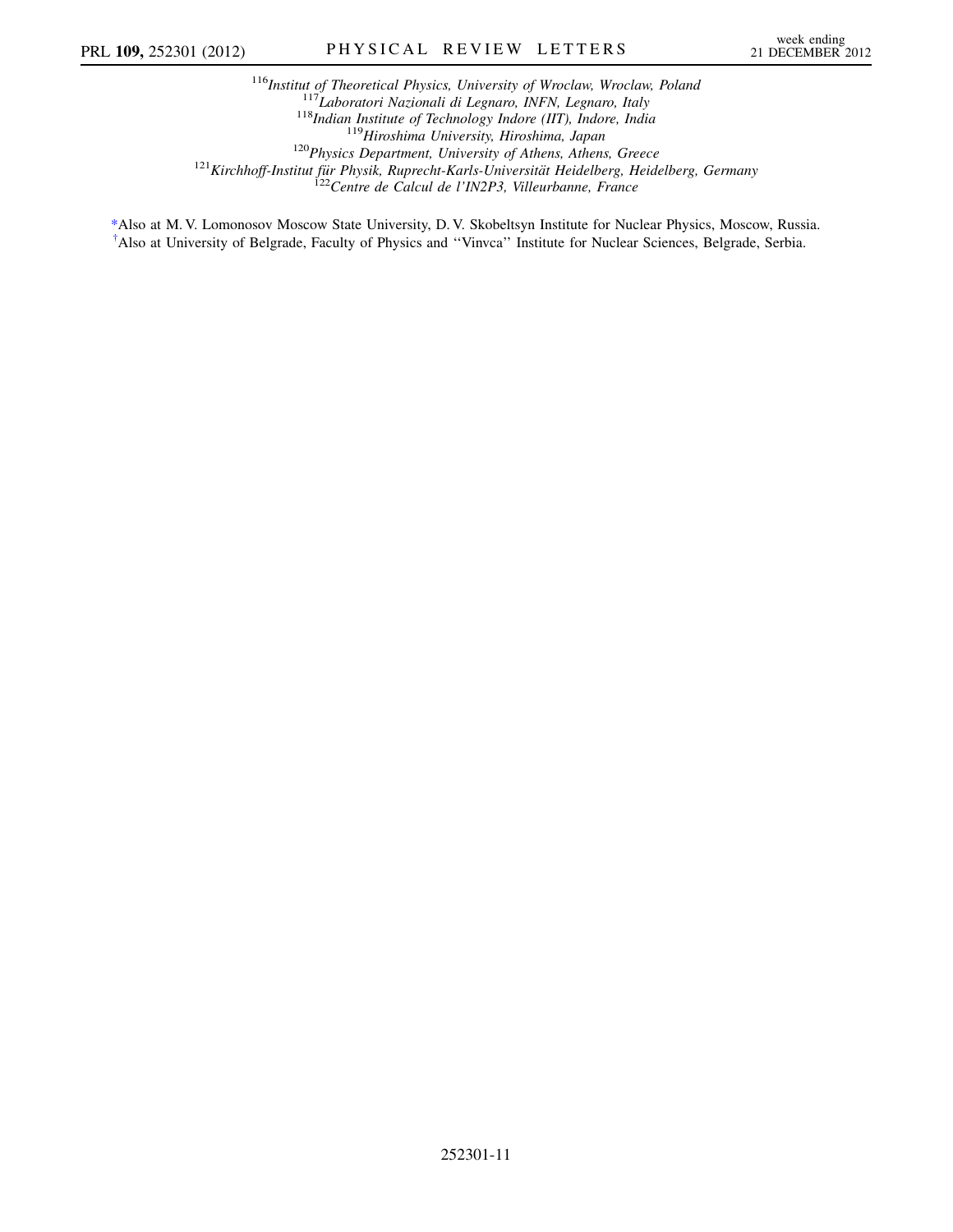[116]*Institut of Theoretical Physics, University of Wroclaw, Wroclaw, Poland*
[117]*Laboratori Nazionali di Legnaro, INFN, Legnaro, Italy*
[118]*Indian Institute of Technology Indore (IIT), Indore, India*
[119]*Hiroshima University, Hiroshima, Japan*
[120]*Physics Department, University of Athens, Athens, Greece*
[121]*Kirchhoff-Institut für Physik, Ruprecht-Karls-Universität Heidelberg, Heidelberg, Germany*
[122]*Centre de Calcul de l'IN2P3, Villeurbanne, France*

[*]Also at M. V. Lomonosov Moscow State University, D. V. Skobeltsyn Institute for Nuclear Physics, Moscow, Russia.
[†]Also at University of Belgrade, Faculty of Physics and ''Vinvca'' Institute for Nuclear Sciences, Belgrade, Serbia.